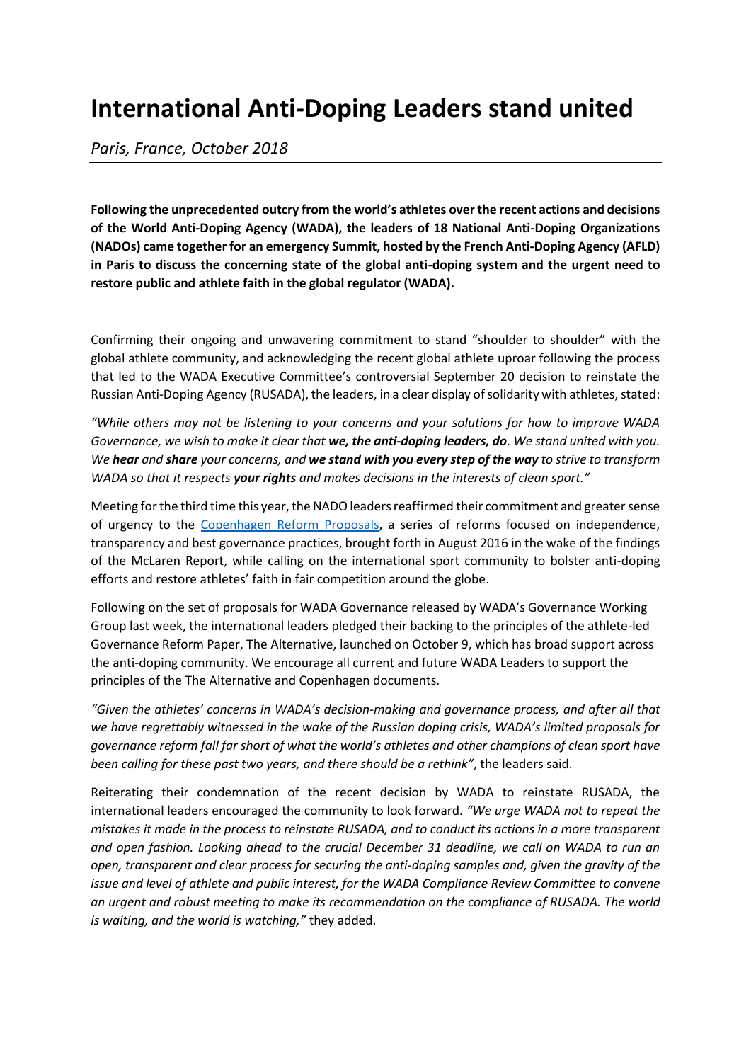# International Anti-Doping Leaders stand united

*Paris, France, October 2018*

---

**Following the unprecedented outcry from the world's athletes over the recent actions and decisions of the World Anti-Doping Agency (WADA), the leaders of 18 National Anti-Doping Organizations (NADOs) came together for an emergency Summit, hosted by the French Anti-Doping Agency (AFLD) in Paris to discuss the concerning state of the global anti-doping system and the urgent need to restore public and athlete faith in the global regulator (WADA).**

Confirming their ongoing and unwavering commitment to stand "shoulder to shoulder" with the global athlete community, and acknowledging the recent global athlete uproar following the process that led to the WADA Executive Committee's controversial September 20 decision to reinstate the Russian Anti-Doping Agency (RUSADA), the leaders, in a clear display of solidarity with athletes, stated:

*"While others may not be listening to your concerns and your solutions for how to improve WADA Governance, we wish to make it clear that **we, the anti-doping leaders, do**. We stand united with you. We **hear** and **share** your concerns, and **we stand with you every step of the way** to strive to transform WADA so that it respects **your rights** and makes decisions in the interests of clean sport."*

Meeting for the third time this year, the NADO leaders reaffirmed their commitment and greater sense of urgency to the [Copenhagen Reform Proposals](), a series of reforms focused on independence, transparency and best governance practices, brought forth in August 2016 in the wake of the findings of the McLaren Report, while calling on the international sport community to bolster anti-doping efforts and restore athletes' faith in fair competition around the globe.

Following on the set of proposals for WADA Governance released by WADA's Governance Working Group last week, the international leaders pledged their backing to the principles of the athlete-led Governance Reform Paper, The Alternative, launched on October 9, which has broad support across the anti-doping community. We encourage all current and future WADA Leaders to support the principles of the The Alternative and Copenhagen documents.

*"Given the athletes' concerns in WADA's decision-making and governance process, and after all that we have regrettably witnessed in the wake of the Russian doping crisis, WADA's limited proposals for governance reform fall far short of what the world's athletes and other champions of clean sport have been calling for these past two years, and there should be a rethink"*, the leaders said.

Reiterating their condemnation of the recent decision by WADA to reinstate RUSADA, the international leaders encouraged the community to look forward. *"We urge WADA not to repeat the mistakes it made in the process to reinstate RUSADA, and to conduct its actions in a more transparent and open fashion. Looking ahead to the crucial December 31 deadline, we call on WADA to run an open, transparent and clear process for securing the anti-doping samples and, given the gravity of the issue and level of athlete and public interest, for the WADA Compliance Review Committee to convene an urgent and robust meeting to make its recommendation on the compliance of RUSADA. The world is waiting, and the world is watching,"* they added.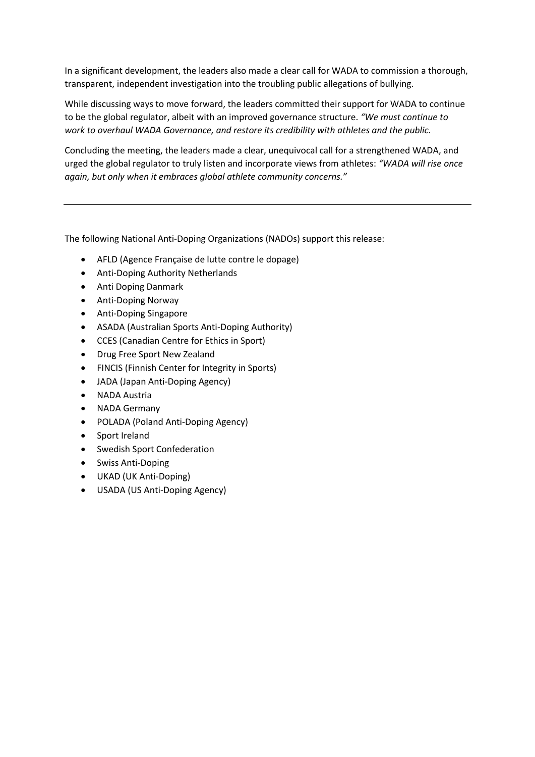In a significant development, the leaders also made a clear call for WADA to commission a thorough, transparent, independent investigation into the troubling public allegations of bullying.

While discussing ways to move forward, the leaders committed their support for WADA to continue to be the global regulator, albeit with an improved governance structure. *"We must continue to work to overhaul WADA Governance, and restore its credibility with athletes and the public.*

Concluding the meeting, the leaders made a clear, unequivocal call for a strengthened WADA, and urged the global regulator to truly listen and incorporate views from athletes: *"WADA will rise once again, but only when it embraces global athlete community concerns."*

---

The following National Anti-Doping Organizations (NADOs) support this release:

- AFLD (Agence Française de lutte contre le dopage)
- Anti-Doping Authority Netherlands
- Anti Doping Danmark
- Anti-Doping Norway
- Anti-Doping Singapore
- ASADA (Australian Sports Anti-Doping Authority)
- CCES (Canadian Centre for Ethics in Sport)
- Drug Free Sport New Zealand
- FINCIS (Finnish Center for Integrity in Sports)
- JADA (Japan Anti-Doping Agency)
- NADA Austria
- NADA Germany
- POLADA (Poland Anti-Doping Agency)
- Sport Ireland
- Swedish Sport Confederation
- Swiss Anti-Doping
- UKAD (UK Anti-Doping)
- USADA (US Anti-Doping Agency)